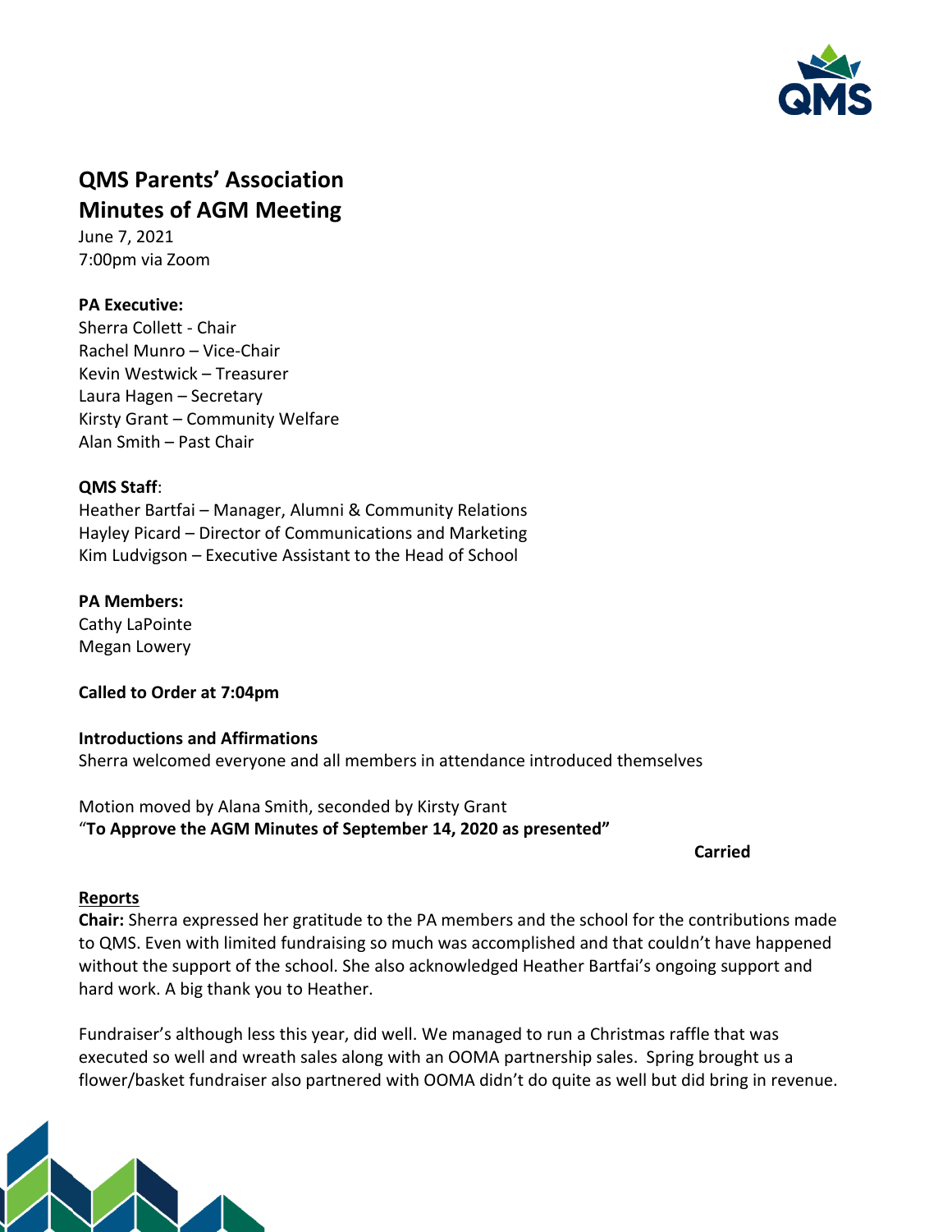# QMS Parents' Association
# Minutes of AGM Meeting

June 7, 2021
7:00pm via Zoom

**PA Executive:**
Sherra Collett - Chair
Rachel Munro – Vice-Chair
Kevin Westwick – Treasurer
Laura Hagen – Secretary
Kirsty Grant – Community Welfare
Alan Smith – Past Chair

**QMS Staff**:
Heather Bartfai – Manager, Alumni & Community Relations
Hayley Picard – Director of Communications and Marketing
Kim Ludvigson – Executive Assistant to the Head of School

**PA Members:**
Cathy LaPointe
Megan Lowery

**Called to Order at 7:04pm**

**Introductions and Affirmations**
Sherra welcomed everyone and all members in attendance introduced themselves

Motion moved by Alana Smith, seconded by Kirsty Grant
"**To Approve the AGM Minutes of September 14, 2020 as presented"**

**Carried**

**Reports**

**Chair:** Sherra expressed her gratitude to the PA members and the school for the contributions made to QMS. Even with limited fundraising so much was accomplished and that couldn't have happened without the support of the school. She also acknowledged Heather Bartfai's ongoing support and hard work. A big thank you to Heather.

Fundraiser's although less this year, did well. We managed to run a Christmas raffle that was executed so well and wreath sales along with an OOMA partnership sales. Spring brought us a flower/basket fundraiser also partnered with OOMA didn't do quite as well but did bring in revenue.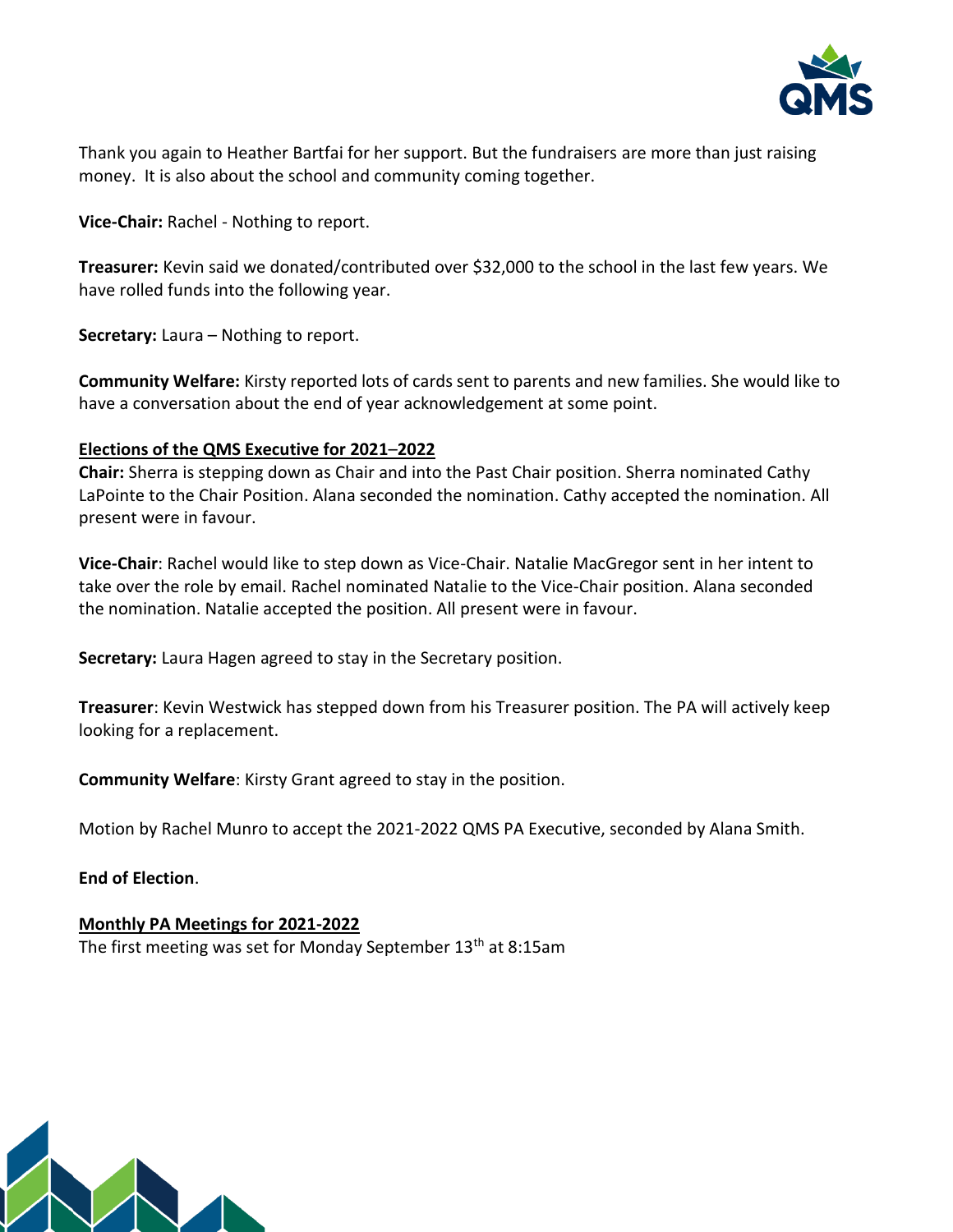Thank you again to Heather Bartfai for her support. But the fundraisers are more than just raising money. It is also about the school and community coming together.

**Vice-Chair:** Rachel - Nothing to report.

**Treasurer:** Kevin said we donated/contributed over $32,000 to the school in the last few years. We have rolled funds into the following year.

**Secretary:** Laura – Nothing to report.

**Community Welfare:** Kirsty reported lots of cards sent to parents and new families. She would like to have a conversation about the end of year acknowledgement at some point.

**<u>Elections of the QMS Executive for 2021–2022</u>**

**Chair:** Sherra is stepping down as Chair and into the Past Chair position. Sherra nominated Cathy LaPointe to the Chair Position. Alana seconded the nomination. Cathy accepted the nomination. All present were in favour.

**Vice-Chair**: Rachel would like to step down as Vice-Chair. Natalie MacGregor sent in her intent to take over the role by email. Rachel nominated Natalie to the Vice-Chair position. Alana seconded the nomination. Natalie accepted the position. All present were in favour.

**Secretary:** Laura Hagen agreed to stay in the Secretary position.

**Treasurer**: Kevin Westwick has stepped down from his Treasurer position. The PA will actively keep looking for a replacement.

**Community Welfare**: Kirsty Grant agreed to stay in the position.

Motion by Rachel Munro to accept the 2021-2022 QMS PA Executive, seconded by Alana Smith.

**End of Election**.

**<u>Monthly PA Meetings for 2021-2022</u>**

The first meeting was set for Monday September 13th at 8:15am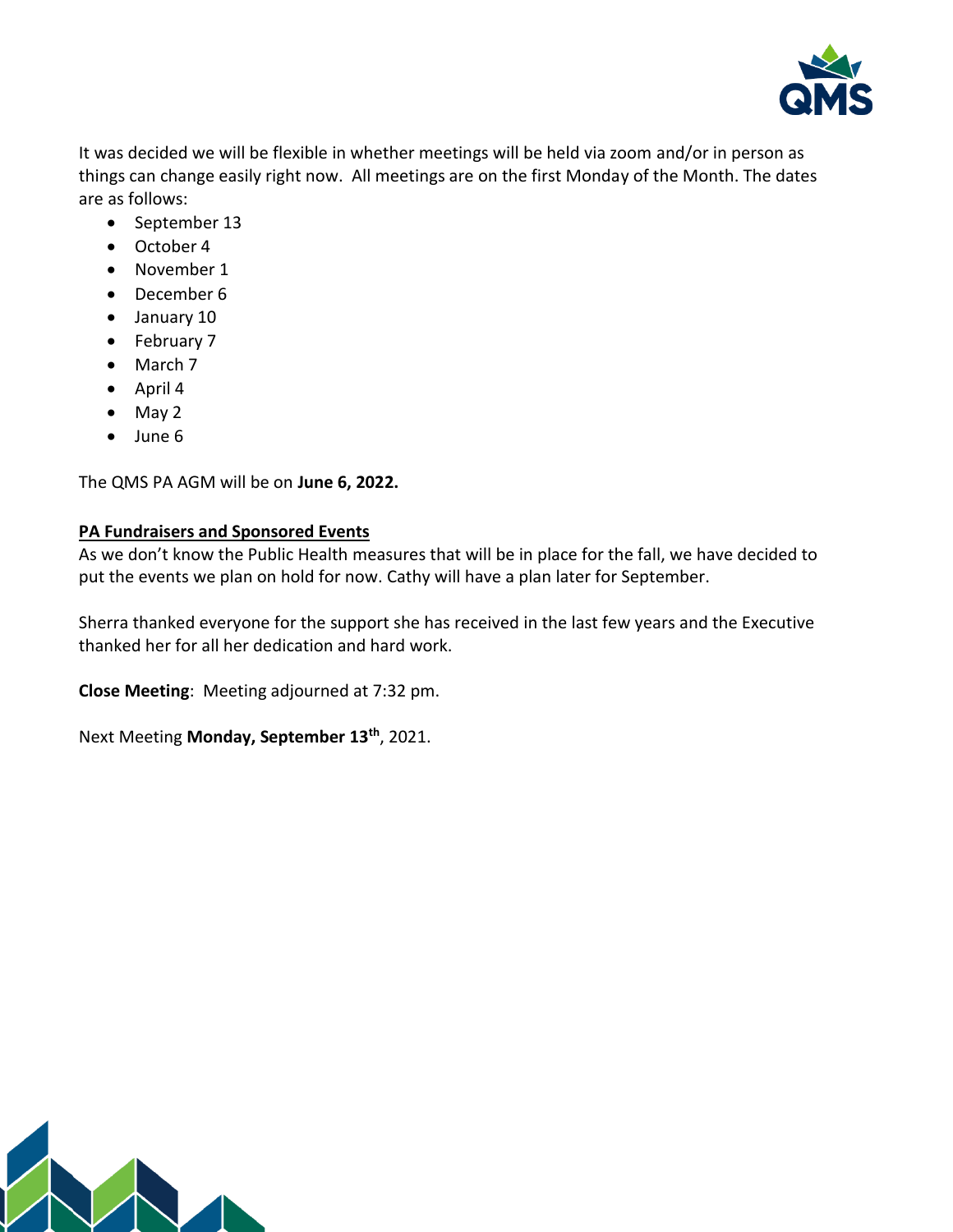It was decided we will be flexible in whether meetings will be held via zoom and/or in person as things can change easily right now. All meetings are on the first Monday of the Month. The dates are as follows:

- September 13
- October 4
- November 1
- December 6
- January 10
- February 7
- March 7
- April 4
- May 2
- June 6

The QMS PA AGM will be on **June 6, 2022.**

**PA Fundraisers and Sponsored Events**

As we don't know the Public Health measures that will be in place for the fall, we have decided to put the events we plan on hold for now. Cathy will have a plan later for September.

Sherra thanked everyone for the support she has received in the last few years and the Executive thanked her for all her dedication and hard work.

**Close Meeting**: Meeting adjourned at 7:32 pm.

Next Meeting **Monday, September 13th**, 2021.